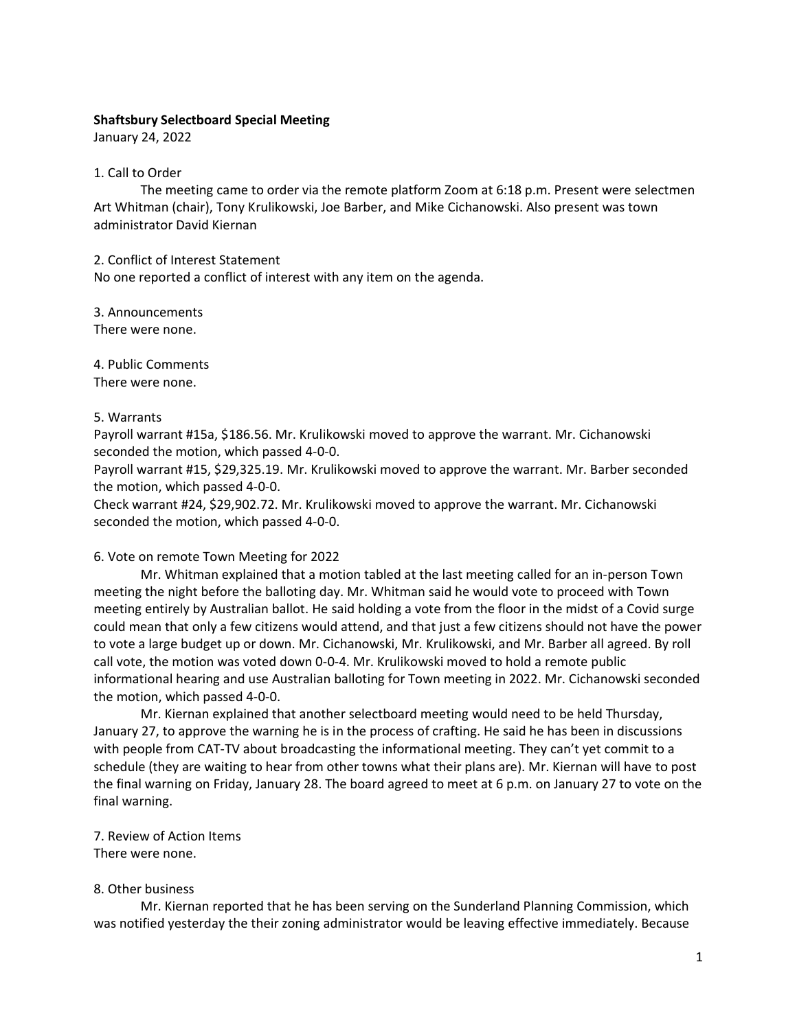**Shaftsbury Selectboard Special Meeting**

January 24, 2022

1. Call to Order

The meeting came to order via the remote platform Zoom at 6:18 p.m. Present were selectmen Art Whitman (chair), Tony Krulikowski, Joe Barber, and Mike Cichanowski. Also present was town administrator David Kiernan

2. Conflict of Interest Statement

No one reported a conflict of interest with any item on the agenda.

3. Announcements

There were none.

4. Public Comments

There were none.

5. Warrants

Payroll warrant #15a, $186.56. Mr. Krulikowski moved to approve the warrant. Mr. Cichanowski seconded the motion, which passed 4-0-0.

Payroll warrant #15, $29,325.19. Mr. Krulikowski moved to approve the warrant. Mr. Barber seconded the motion, which passed 4-0-0.

Check warrant #24, $29,902.72. Mr. Krulikowski moved to approve the warrant. Mr. Cichanowski seconded the motion, which passed 4-0-0.

6. Vote on remote Town Meeting for 2022

Mr. Whitman explained that a motion tabled at the last meeting called for an in-person Town meeting the night before the balloting day. Mr. Whitman said he would vote to proceed with Town meeting entirely by Australian ballot. He said holding a vote from the floor in the midst of a Covid surge could mean that only a few citizens would attend, and that just a few citizens should not have the power to vote a large budget up or down. Mr. Cichanowski, Mr. Krulikowski, and Mr. Barber all agreed. By roll call vote, the motion was voted down 0-0-4. Mr. Krulikowski moved to hold a remote public informational hearing and use Australian balloting for Town meeting in 2022. Mr. Cichanowski seconded the motion, which passed 4-0-0.

Mr. Kiernan explained that another selectboard meeting would need to be held Thursday, January 27, to approve the warning he is in the process of crafting. He said he has been in discussions with people from CAT-TV about broadcasting the informational meeting. They can't yet commit to a schedule (they are waiting to hear from other towns what their plans are). Mr. Kiernan will have to post the final warning on Friday, January 28. The board agreed to meet at 6 p.m. on January 27 to vote on the final warning.

7. Review of Action Items

There were none.

8. Other business

Mr. Kiernan reported that he has been serving on the Sunderland Planning Commission, which was notified yesterday the their zoning administrator would be leaving effective immediately. Because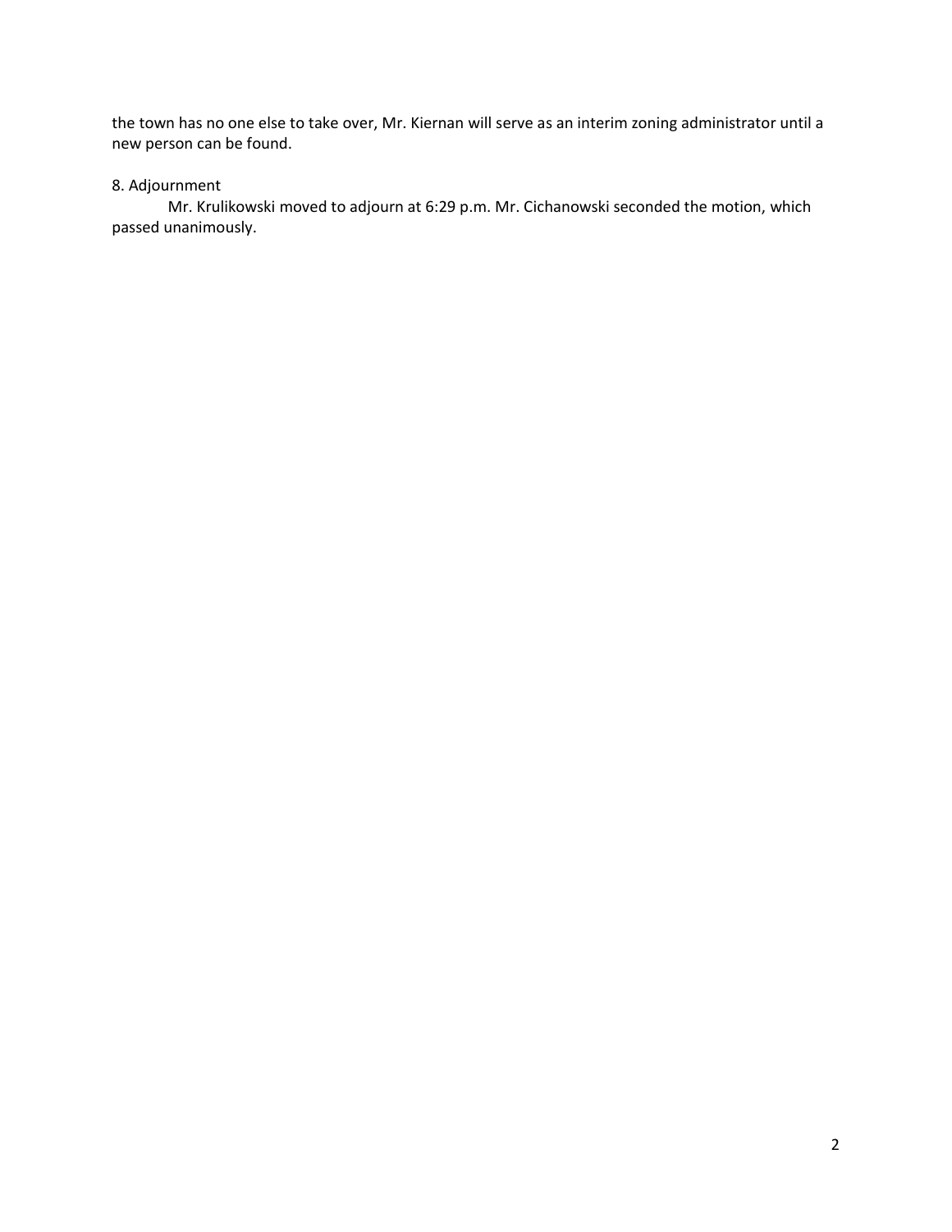the town has no one else to take over, Mr. Kiernan will serve as an interim zoning administrator until a new person can be found.

8. Adjournment

Mr. Krulikowski moved to adjourn at 6:29 p.m. Mr. Cichanowski seconded the motion, which passed unanimously.